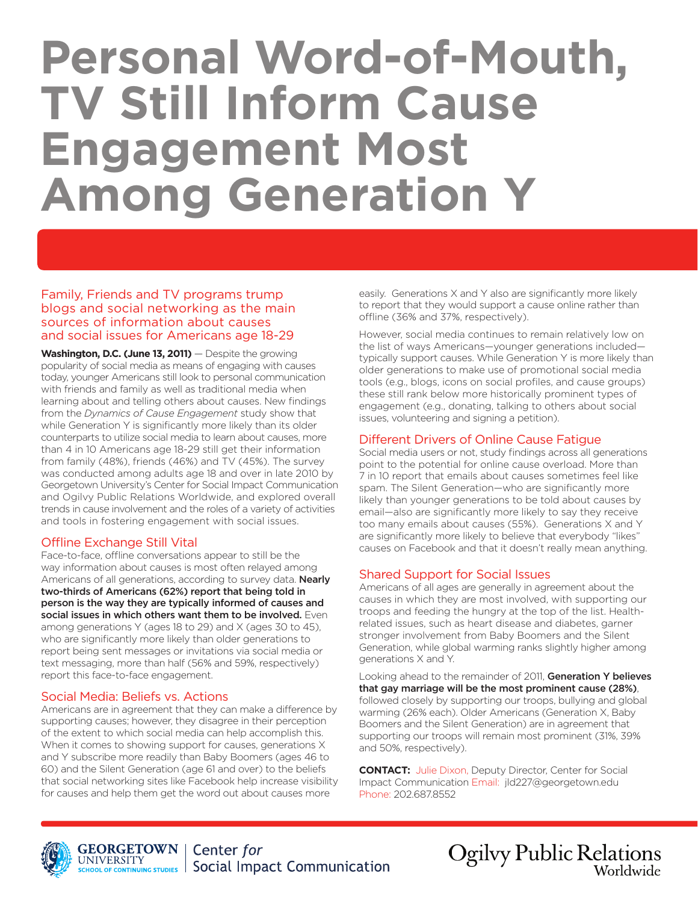# Personal Word-of-Mouth, TV Still Inform Cause Engagement Most Among Generation Y

## Family, Friends and TV programs trump blogs and social networking as the main sources of information about causes and social issues for Americans age 18-29

**Washington, D.C. (June 13, 2011)** — Despite the growing popularity of social media as means of engaging with causes today, younger Americans still look to personal communication with friends and family as well as traditional media when learning about and telling others about causes. New findings from the *Dynamics of Cause Engagement* study show that while Generation Y is significantly more likely than its older counterparts to utilize social media to learn about causes, more than 4 in 10 Americans age 18-29 still get their information from family (48%), friends (46%) and TV (45%). The survey was conducted among adults age 18 and over in late 2010 by Georgetown University's Center for Social Impact Communication and Ogilvy Public Relations Worldwide, and explored overall trends in cause involvement and the roles of a variety of activities and tools in fostering engagement with social issues.

### Offline Exchange Still Vital

Face-to-face, offline conversations appear to still be the way information about causes is most often relayed among Americans of all generations, according to survey data. **Nearly two-thirds of Americans (62%) report that being told in person is the way they are typically informed of causes and social issues in which others want them to be involved.** Even among generations Y (ages 18 to 29) and X (ages 30 to 45), who are significantly more likely than older generations to report being sent messages or invitations via social media or text messaging, more than half (56% and 59%, respectively) report this face-to-face engagement.

### Social Media: Beliefs vs. Actions

Americans are in agreement that they can make a difference by supporting causes; however, they disagree in their perception of the extent to which social media can help accomplish this. When it comes to showing support for causes, generations X and Y subscribe more readily than Baby Boomers (ages 46 to 60) and the Silent Generation (age 61 and over) to the beliefs that social networking sites like Facebook help increase visibility for causes and help them get the word out about causes more easily. Generations X and Y also are significantly more likely to report that they would support a cause online rather than offline (36% and 37%, respectively).

However, social media continues to remain relatively low on the list of ways Americans—younger generations included—typically support causes. While Generation Y is more likely than older generations to make use of promotional social media tools (e.g., blogs, icons on social profiles, and cause groups) these still rank below more historically prominent types of engagement (e.g., donating, talking to others about social issues, volunteering and signing a petition).

### Different Drivers of Online Cause Fatigue

Social media users or not, study findings across all generations point to the potential for online cause overload. More than 7 in 10 report that emails about causes sometimes feel like spam. The Silent Generation—who are significantly more likely than younger generations to be told about causes by email—also are significantly more likely to say they receive too many emails about causes (55%). Generations X and Y are significantly more likely to believe that everybody "likes" causes on Facebook and that it doesn't really mean anything.

### Shared Support for Social Issues

Americans of all ages are generally in agreement about the causes in which they are most involved, with supporting our troops and feeding the hungry at the top of the list. Health-related issues, such as heart disease and diabetes, garner stronger involvement from Baby Boomers and the Silent Generation, while global warming ranks slightly higher among generations X and Y.

Looking ahead to the remainder of 2011, **Generation Y believes that gay marriage will be the most prominent cause (28%)**, followed closely by supporting our troops, bullying and global warming (26% each). Older Americans (Generation X, Baby Boomers and the Silent Generation) are in agreement that supporting our troops will remain most prominent (31%, 39% and 50%, respectively).

**CONTACT:** Julie Dixon, Deputy Director, Center for Social Impact Communication Email: jld227@georgetown.edu Phone: 202.687.8552

Georgetown University School of Continuing Studies | Center for Social Impact Communication

Ogilvy Public Relations Worldwide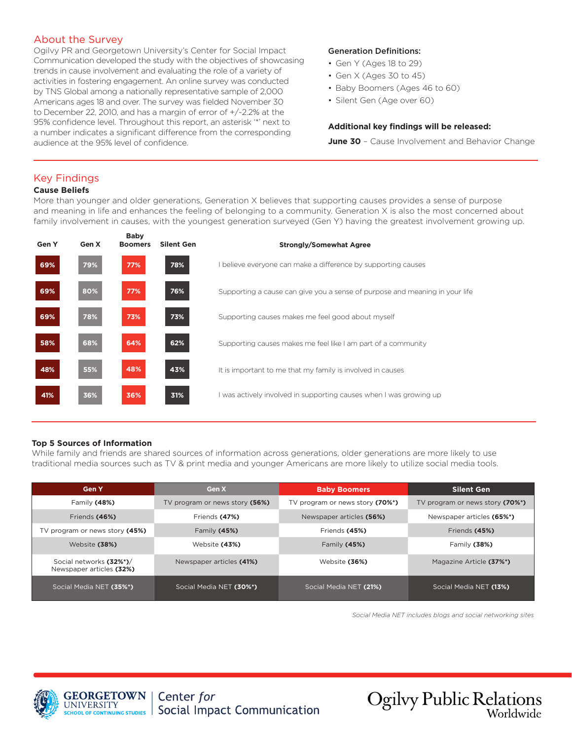## About the Survey

Ogilvy PR and Georgetown University's Center for Social Impact Communication developed the study with the objectives of showcasing trends in cause involvement and evaluating the role of a variety of activities in fostering engagement. An online survey was conducted by TNS Global among a nationally representative sample of 2,000 Americans ages 18 and over. The survey was fielded November 30 to December 22, 2010, and has a margin of error of +/-2.2% at the 95% confidence level. Throughout this report, an asterisk '*' next to a number indicates a significant difference from the corresponding audience at the 95% level of confidence.

**Generation Definitions:**

- Gen Y (Ages 18 to 29)
- Gen X (Ages 30 to 45)
- Baby Boomers (Ages 46 to 60)
- Silent Gen (Age over 60)

**Additional key findings will be released:**

**June 30** – Cause Involvement and Behavior Change

## Key Findings

### Cause Beliefs

More than younger and older generations, Generation X believes that supporting causes provides a sense of purpose and meaning in life and enhances the feeling of belonging to a community. Generation X is also the most concerned about family involvement in causes, with the youngest generation surveyed (Gen Y) having the greatest involvement growing up.

| Gen Y | Gen X | Baby Boomers | Silent Gen | Strongly/Somewhat Agree |
|---|---|---|---|---|
| 69% | 79% | 77% | 78% | I believe everyone can make a difference by supporting causes |
| 69% | 80% | 77% | 76% | Supporting a cause can give you a sense of purpose and meaning in your life |
| 69% | 78% | 73% | 73% | Supporting causes makes me feel good about myself |
| 58% | 68% | 64% | 62% | Supporting causes makes me feel like I am part of a community |
| 48% | 55% | 48% | 43% | It is important to me that my family is involved in causes |
| 41% | 36% | 36% | 31% | I was actively involved in supporting causes when I was growing up |

### Top 5 Sources of Information

While family and friends are shared sources of information across generations, older generations are more likely to use traditional media sources such as TV & print media and younger Americans are more likely to utilize social media tools.

| Gen Y | Gen X | Baby Boomers | Silent Gen |
|---|---|---|---|
| Family **(48%)** | TV program or news story **(56%)** | TV program or news story **(70%*)** | TV program or news story **(70%*)** |
| Friends **(46%)** | Friends **(47%)** | Newspaper articles **(56%)** | Newspaper articles **(65%*)** |
| TV program or news story **(45%)** | Family **(45%)** | Friends **(45%)** | Friends **(45%)** |
| Website **(38%)** | Website **(43%)** | Family **(45%)** | Family **(38%)** |
| Social networks **(32%*)**/ Newspaper articles **(32%)** | Newspaper articles **(41%)** | Website **(36%)** | Magazine Article **(37%*)** |
| Social Media NET **(35%*)** | Social Media NET **(30%*)** | Social Media NET **(21%)** | Social Media NET **(13%)** |

*Social Media NET includes blogs and social networking sites*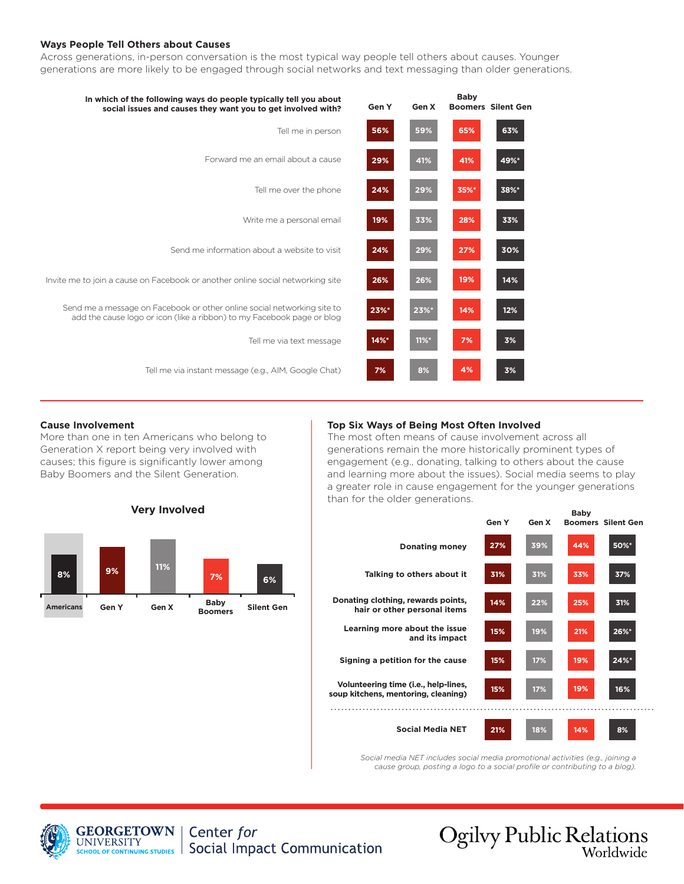## Ways People Tell Others about Causes

Across generations, in-person conversation is the most typical way people tell others about causes. Younger generations are more likely to be engaged through social networks and text messaging than older generations.

| In which of the following ways do people typically tell you about social issues and causes they want you to get involved with? | Gen Y | Gen X | Baby Boomers | Silent Gen |
|---|---|---|---|---|
| Tell me in person | 56% | 59% | 65% | 63% |
| Forward me an email about a cause | 29% | 41% | 41% | 49%* |
| Tell me over the phone | 24% | 29% | 35%* | 38%* |
| Write me a personal email | 19% | 33% | 28% | 33% |
| Send me information about a website to visit | 24% | 29% | 27% | 30% |
| Invite me to join a cause on Facebook or another online social networking site | 26% | 26% | 19% | 14% |
| Send me a message on Facebook or other online social networking site to add the cause logo or icon (like a ribbon) to my Facebook page or blog | 23%* | 23%* | 14% | 12% |
| Tell me via text message | 14%* | 11%* | 7% | 3% |
| Tell me via instant message (e.g., AIM, Google Chat) | 7% | 8% | 4% | 3% |

## Cause Involvement

More than one in ten Americans who belong to Generation X report being very involved with causes; this figure is significantly lower among Baby Boomers and the Silent Generation.

**Very Involved**

| Americans | Gen Y | Gen X | Baby Boomers | Silent Gen |
|---|---|---|---|---|
| 8% | 9% | 11% | 7% | 6% |

## Top Six Ways of Being Most Often Involved

The most often means of cause involvement across all generations remain the more historically prominent types of engagement (e.g., donating, talking to others about the cause and learning more about the issues). Social media seems to play a greater role in cause engagement for the younger generations than for the older generations.

| | Gen Y | Gen X | Baby Boomers | Silent Gen |
|---|---|---|---|---|
| Donating money | 27% | 39% | 44% | 50%* |
| Talking to others about it | 31% | 31% | 33% | 37% |
| Donating clothing, rewards points, hair or other personal items | 14% | 22% | 25% | 31% |
| Learning more about the issue and its impact | 15% | 19% | 21% | 26%* |
| Signing a petition for the cause | 15% | 17% | 19% | 24%* |
| Volunteering time (i.e., help-lines, soup kitchens, mentoring, cleaning) | 15% | 17% | 19% | 16% |
| Social Media NET | 21% | 18% | 14% | 8% |

*Social media NET includes social media promotional activities (e.g., joining a cause group, posting a logo to a social profile or contributing to a blog).*

GEORGETOWN UNIVERSITY SCHOOL OF CONTINUING STUDIES | Center *for* Social Impact Communication

Ogilvy Public Relations Worldwide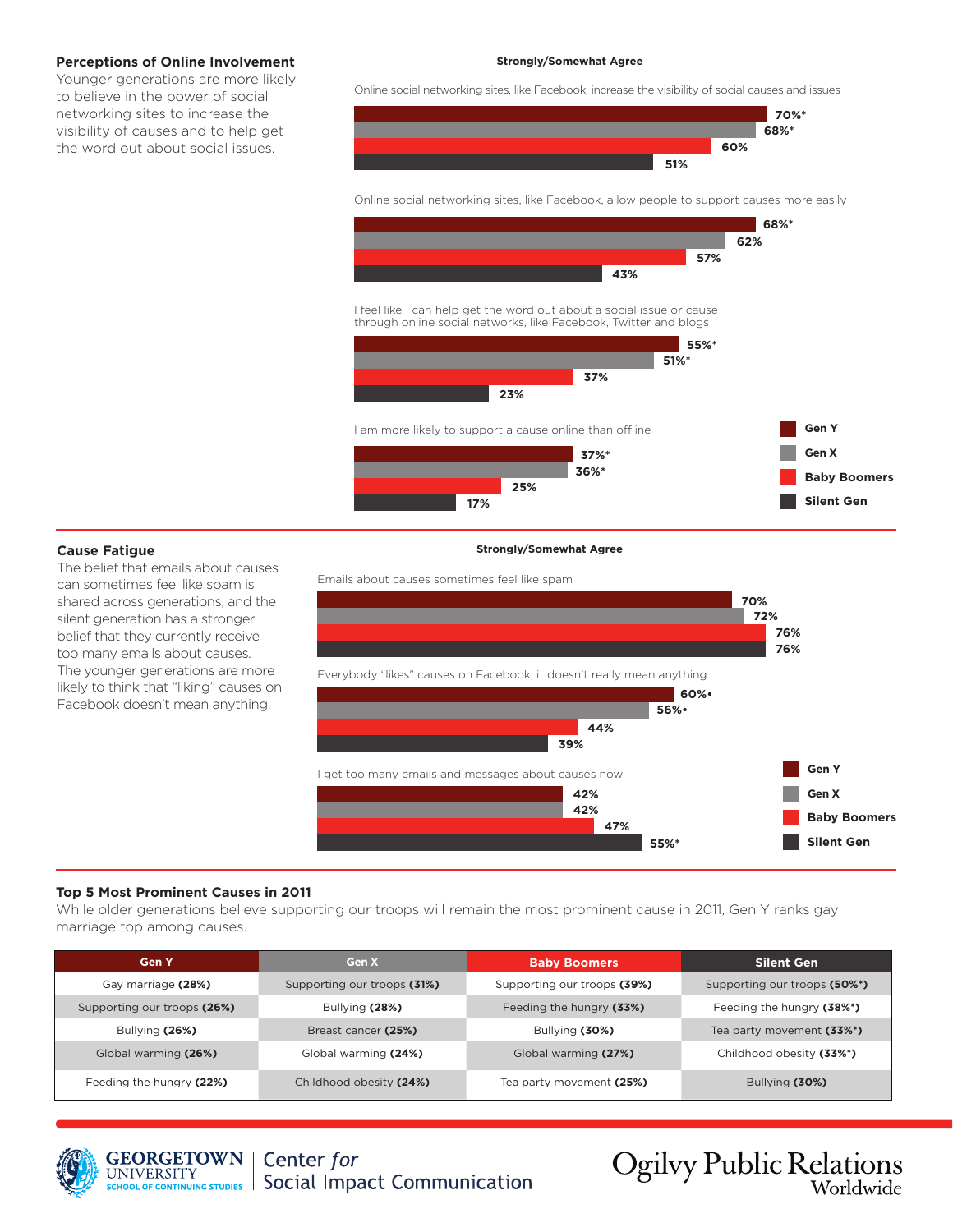## Perceptions of Online Involvement

Younger generations are more likely to believe in the power of social networking sites to increase the visibility of causes and to help get the word out about social issues.

**Strongly/Somewhat Agree**

| Statement | Gen Y | Gen X | Baby Boomers | Silent Gen |
|---|---|---|---|---|
| Online social networking sites, like Facebook, increase the visibility of social causes and issues | 70%* | 68%* | 60% | 51% |
| Online social networking sites, like Facebook, allow people to support causes more easily | 68%* | 62% | 57% | 43% |
| I feel like I can help get the word out about a social issue or cause through online social networks, like Facebook, Twitter and blogs | 55%* | 51%* | 37% | 23% |
| I am more likely to support a cause online than offline | 37%* | 36%* | 25% | 17% |

## Cause Fatigue

The belief that emails about causes can sometimes feel like spam is shared across generations, and the silent generation has a stronger belief that they currently receive too many emails about causes. The younger generations are more likely to think that "liking" causes on Facebook doesn't mean anything.

**Strongly/Somewhat Agree**

| Statement | Gen Y | Gen X | Baby Boomers | Silent Gen |
|---|---|---|---|---|
| Emails about causes sometimes feel like spam | 70% | 72% | 76% | 76% |
| Everybody "likes" causes on Facebook, it doesn't really mean anything | 60%• | 56%• | 44% | 39% |
| I get too many emails and messages about causes now | 42% | 42% | 47% | 55%* |

## Top 5 Most Prominent Causes in 2011

While older generations believe supporting our troops will remain the most prominent cause in 2011, Gen Y ranks gay marriage top among causes.

| Gen Y | Gen X | Baby Boomers | Silent Gen |
|---|---|---|---|
| Gay marriage **(28%)** | Supporting our troops **(31%)** | Supporting our troops **(39%)** | Supporting our troops **(50%*)** |
| Supporting our troops **(26%)** | Bullying **(28%)** | Feeding the hungry **(33%)** | Feeding the hungry **(38%*)** |
| Bullying **(26%)** | Breast cancer **(25%)** | Bullying **(30%)** | Tea party movement **(33%*)** |
| Global warming **(26%)** | Global warming **(24%)** | Global warming **(27%)** | Childhood obesity **(33%*)** |
| Feeding the hungry **(22%)** | Childhood obesity **(24%)** | Tea party movement **(25%)** | Bullying **(30%)** |

GEORGETOWN UNIVERSITY SCHOOL OF CONTINUING STUDIES | Center *for* Social Impact Communication

Ogilvy Public Relations Worldwide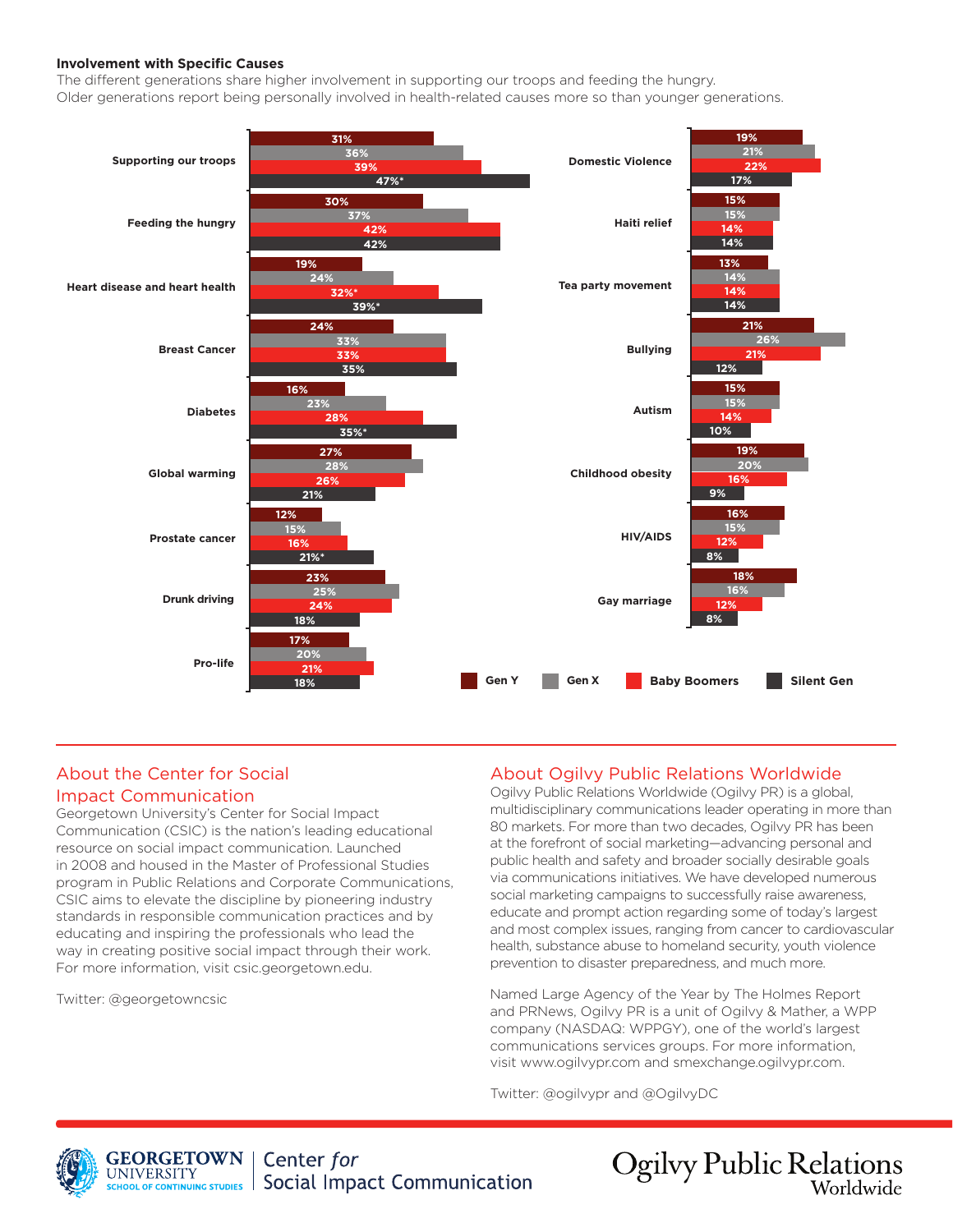### Involvement with Specific Causes

The different generations share higher involvement in supporting our troops and feeding the hungry.
Older generations report being personally involved in health-related causes more so than younger generations.

Supporting our troops
31%
36%
39%
47%*

Feeding the hungry
30%
37%
42%
42%

Heart disease and heart health
19%
24%
32%*
39%*

Breast Cancer
24%
33%
33%
35%

Diabetes
16%
23%
28%
35%*

Global warming
27%
28%
26%
21%

Prostate cancer
12%
15%
16%
21%*

Drunk driving
23%
25%
24%
18%

Pro-life
17%
20%
21%
18%

Domestic Violence
19%
21%
22%
17%

Haiti relief
15%
15%
14%
14%

Tea party movement
13%
14%
14%
14%

Bullying
21%
26%
21%
12%

Autism
15%
15%
14%
10%

Childhood obesity
19%
20%
16%
9%

HIV/AIDS
16%
15%
12%
8%

Gay marriage
18%
16%
12%
8%

Gen Y
Gen X
Baby Boomers
Silent Gen

## About the Center for Social Impact Communication

Georgetown University's Center for Social Impact Communication (CSIC) is the nation's leading educational resource on social impact communication. Launched in 2008 and housed in the Master of Professional Studies program in Public Relations and Corporate Communications, CSIC aims to elevate the discipline by pioneering industry standards in responsible communication practices and by educating and inspiring the professionals who lead the way in creating positive social impact through their work. For more information, visit csic.georgetown.edu.

Twitter: @georgetowncsic

## About Ogilvy Public Relations Worldwide

Ogilvy Public Relations Worldwide (Ogilvy PR) is a global, multidisciplinary communications leader operating in more than 80 markets. For more than two decades, Ogilvy PR has been at the forefront of social marketing—advancing personal and public health and safety and broader socially desirable goals via communications initiatives. We have developed numerous social marketing campaigns to successfully raise awareness, educate and prompt action regarding some of today's largest and most complex issues, ranging from cancer to cardiovascular health, substance abuse to homeland security, youth violence prevention to disaster preparedness, and much more.

Named Large Agency of the Year by The Holmes Report and PRNews, Ogilvy PR is a unit of Ogilvy & Mather, a WPP company (NASDAQ: WPPGY), one of the world's largest communications services groups. For more information, visit www.ogilvypr.com and smexchange.ogilvypr.com.

Twitter: @ogilvypr and @OgilvyDC

GEORGETOWN UNIVERSITY
SCHOOL OF CONTINUING STUDIES
Center *for* Social Impact Communication

Ogilvy Public Relations Worldwide